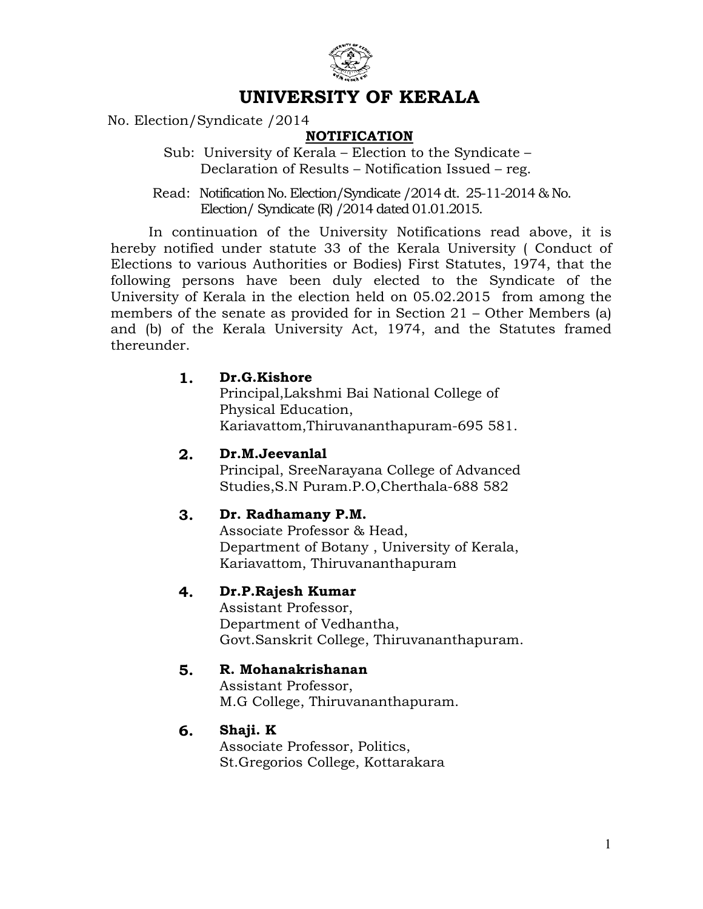# UNIVERSITY OF KERALA

No. Election/Syndicate /2014

## NOTIFICATION

Sub: University of Kerala – Election to the Syndicate – Declaration of Results – Notification Issued – reg.

Read: Notification No. Election/Syndicate /2014 dt. 25-11-2014 & No. Election/ Syndicate (R) /2014 dated 01.01.2015.

In continuation of the University Notifications read above, it is hereby notified under statute 33 of the Kerala University ( Conduct of Elections to various Authorities or Bodies) First Statutes, 1974, that the following persons have been duly elected to the Syndicate of the University of Kerala in the election held on 05.02.2015 from among the members of the senate as provided for in Section 21 – Other Members (a) and (b) of the Kerala University Act, 1974, and the Statutes framed thereunder.

1. **Dr.G.Kishore**
   Principal,Lakshmi Bai National College of Physical Education,
   Kariavattom,Thiruvananthapuram-695 581.

2. **Dr.M.Jeevanlal**
   Principal, SreeNarayana College of Advanced Studies,S.N Puram.P.O,Cherthala-688 582

3. **Dr. Radhamany P.M.**
   Associate Professor & Head,
   Department of Botany , University of Kerala,
   Kariavattom, Thiruvananthapuram

4. **Dr.P.Rajesh Kumar**
   Assistant Professor,
   Department of Vedhantha,
   Govt.Sanskrit College, Thiruvananthapuram.

5. **R. Mohanakrishanan**
   Assistant Professor,
   M.G College, Thiruvananthapuram.

6. **Shaji. K**
   Associate Professor, Politics,
   St.Gregorios College, Kottarakara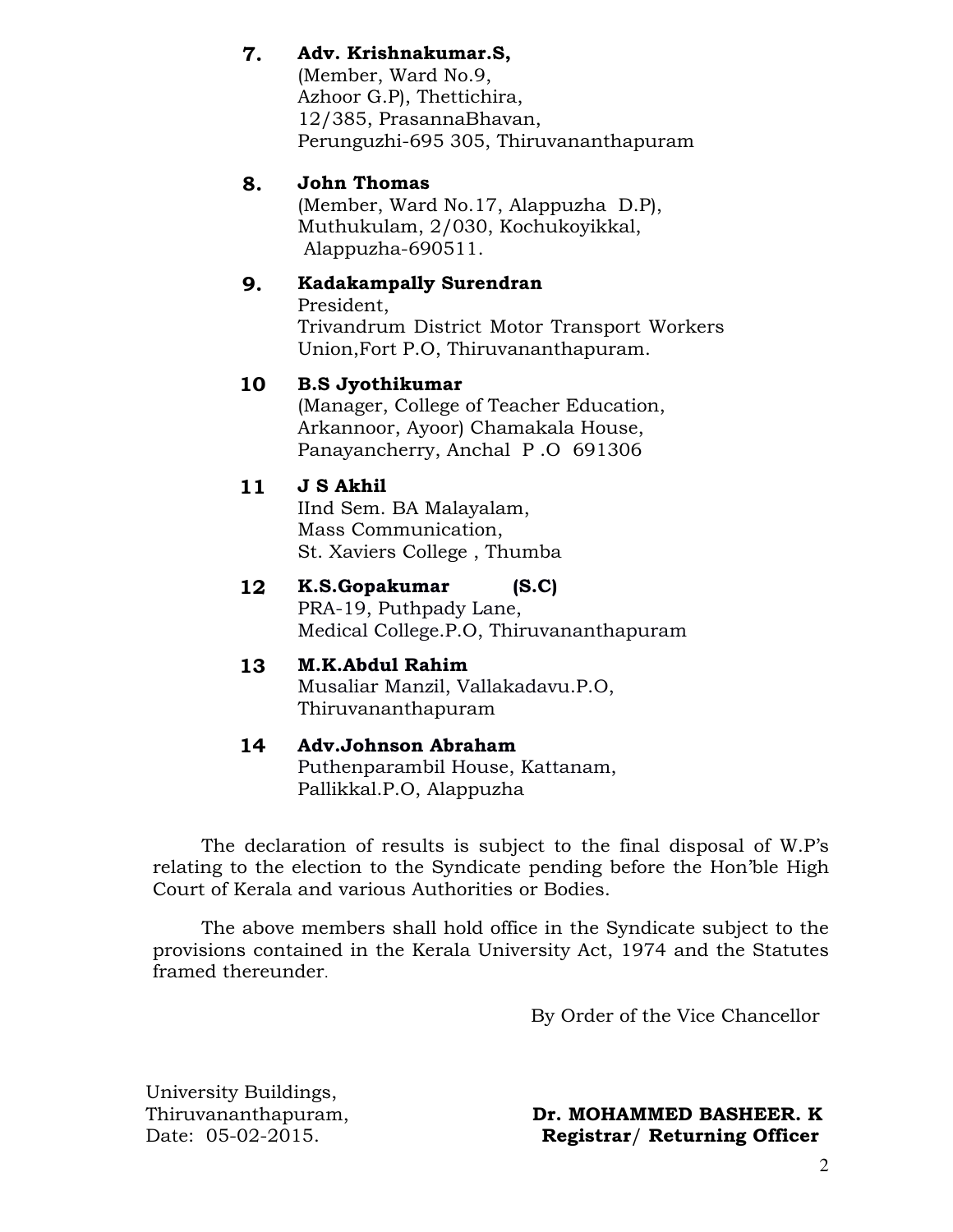7. **Adv. Krishnakumar.S,**
   (Member, Ward No.9,
   Azhoor G.P), Thettichira,
   12/385, PrasannaBhavan,
   Perunguzhi-695 305, Thiruvananthapuram

8. **John Thomas**
   (Member, Ward No.17, Alappuzha D.P),
   Muthukulam, 2/030, Kochukoyikkal,
   Alappuzha-690511.

9. **Kadakampally Surendran**
   President,
   Trivandrum District Motor Transport Workers
   Union,Fort P.O, Thiruvananthapuram.

10. **B.S Jyothikumar**
    (Manager, College of Teacher Education,
    Arkannoor, Ayoor) Chamakala House,
    Panayancherry, Anchal P .O 691306

11. **J S Akhil**
    IInd Sem. BA Malayalam,
    Mass Communication,
    St. Xaviers College , Thumba

12. **K.S.Gopakumar (S.C)**
    PRA-19, Puthpady Lane,
    Medical College.P.O, Thiruvananthapuram

13. **M.K.Abdul Rahim**
    Musaliar Manzil, Vallakadavu.P.O,
    Thiruvananthapuram

14. **Adv.Johnson Abraham**
    Puthenparambil House, Kattanam,
    Pallikkal.P.O, Alappuzha

The declaration of results is subject to the final disposal of W.P's relating to the election to the Syndicate pending before the Hon'ble High Court of Kerala and various Authorities or Bodies.

The above members shall hold office in the Syndicate subject to the provisions contained in the Kerala University Act, 1974 and the Statutes framed thereunder.

By Order of the Vice Chancellor

University Buildings,
Thiruvananthapuram,
Date: 05-02-2015.

**Dr. MOHAMMED BASHEER. K**
**Registrar/ Returning Officer**